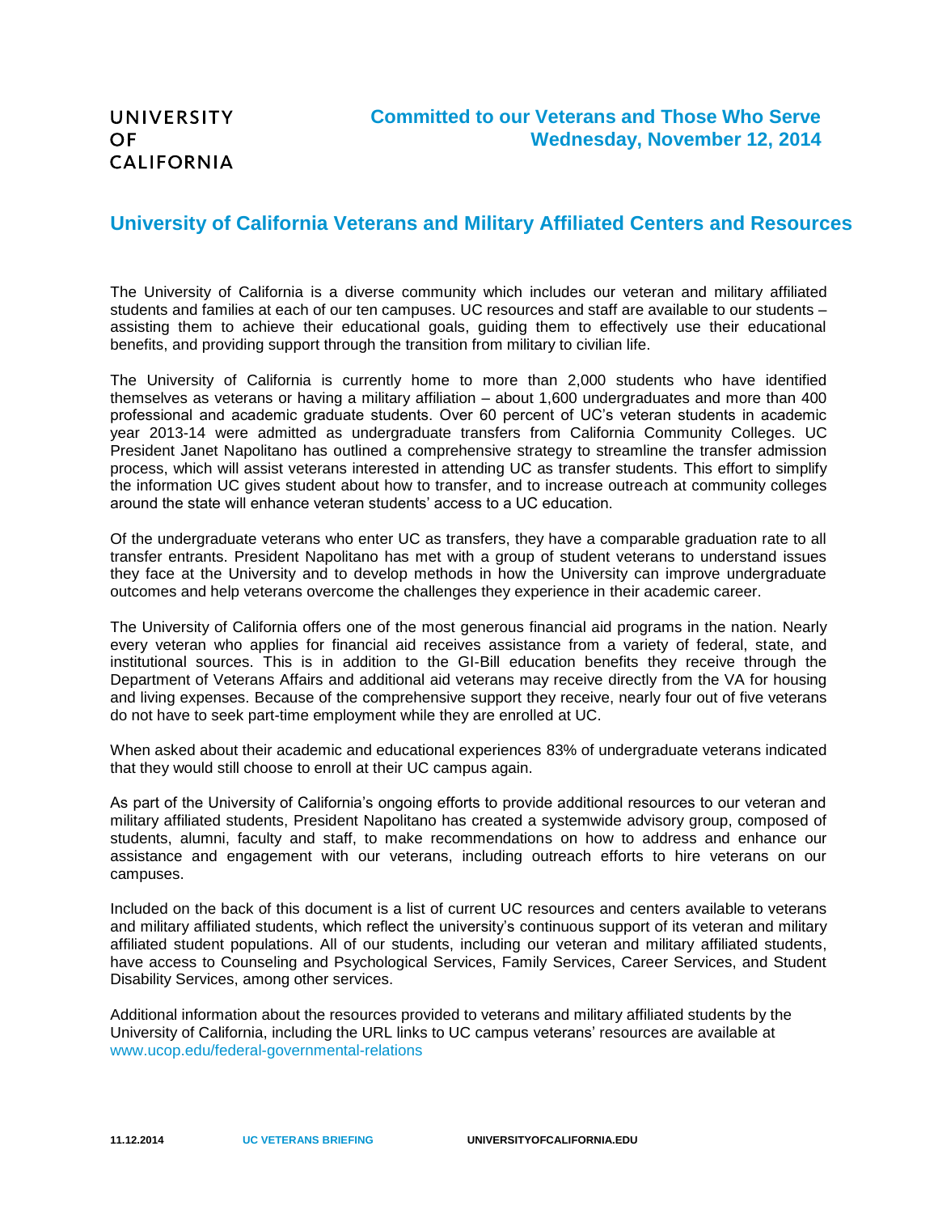UNIVERSITY OF CALIFORNIA

**Committed to our Veterans and Those Who Serve**
**Wednesday, November 12, 2014**

## University of California Veterans and Military Affiliated Centers and Resources

The University of California is a diverse community which includes our veteran and military affiliated students and families at each of our ten campuses. UC resources and staff are available to our students – assisting them to achieve their educational goals, guiding them to effectively use their educational benefits, and providing support through the transition from military to civilian life.

The University of California is currently home to more than 2,000 students who have identified themselves as veterans or having a military affiliation – about 1,600 undergraduates and more than 400 professional and academic graduate students. Over 60 percent of UC's veteran students in academic year 2013-14 were admitted as undergraduate transfers from California Community Colleges. UC President Janet Napolitano has outlined a comprehensive strategy to streamline the transfer admission process, which will assist veterans interested in attending UC as transfer students. This effort to simplify the information UC gives student about how to transfer, and to increase outreach at community colleges around the state will enhance veteran students' access to a UC education.

Of the undergraduate veterans who enter UC as transfers, they have a comparable graduation rate to all transfer entrants. President Napolitano has met with a group of student veterans to understand issues they face at the University and to develop methods in how the University can improve undergraduate outcomes and help veterans overcome the challenges they experience in their academic career.

The University of California offers one of the most generous financial aid programs in the nation. Nearly every veteran who applies for financial aid receives assistance from a variety of federal, state, and institutional sources. This is in addition to the GI-Bill education benefits they receive through the Department of Veterans Affairs and additional aid veterans may receive directly from the VA for housing and living expenses. Because of the comprehensive support they receive, nearly four out of five veterans do not have to seek part-time employment while they are enrolled at UC.

When asked about their academic and educational experiences 83% of undergraduate veterans indicated that they would still choose to enroll at their UC campus again.

As part of the University of California's ongoing efforts to provide additional resources to our veteran and military affiliated students, President Napolitano has created a systemwide advisory group, composed of students, alumni, faculty and staff, to make recommendations on how to address and enhance our assistance and engagement with our veterans, including outreach efforts to hire veterans on our campuses.

Included on the back of this document is a list of current UC resources and centers available to veterans and military affiliated students, which reflect the university's continuous support of its veteran and military affiliated student populations. All of our students, including our veteran and military affiliated students, have access to Counseling and Psychological Services, Family Services, Career Services, and Student Disability Services, among other services.

Additional information about the resources provided to veterans and military affiliated students by the University of California, including the URL links to UC campus veterans' resources are available at www.ucop.edu/federal-governmental-relations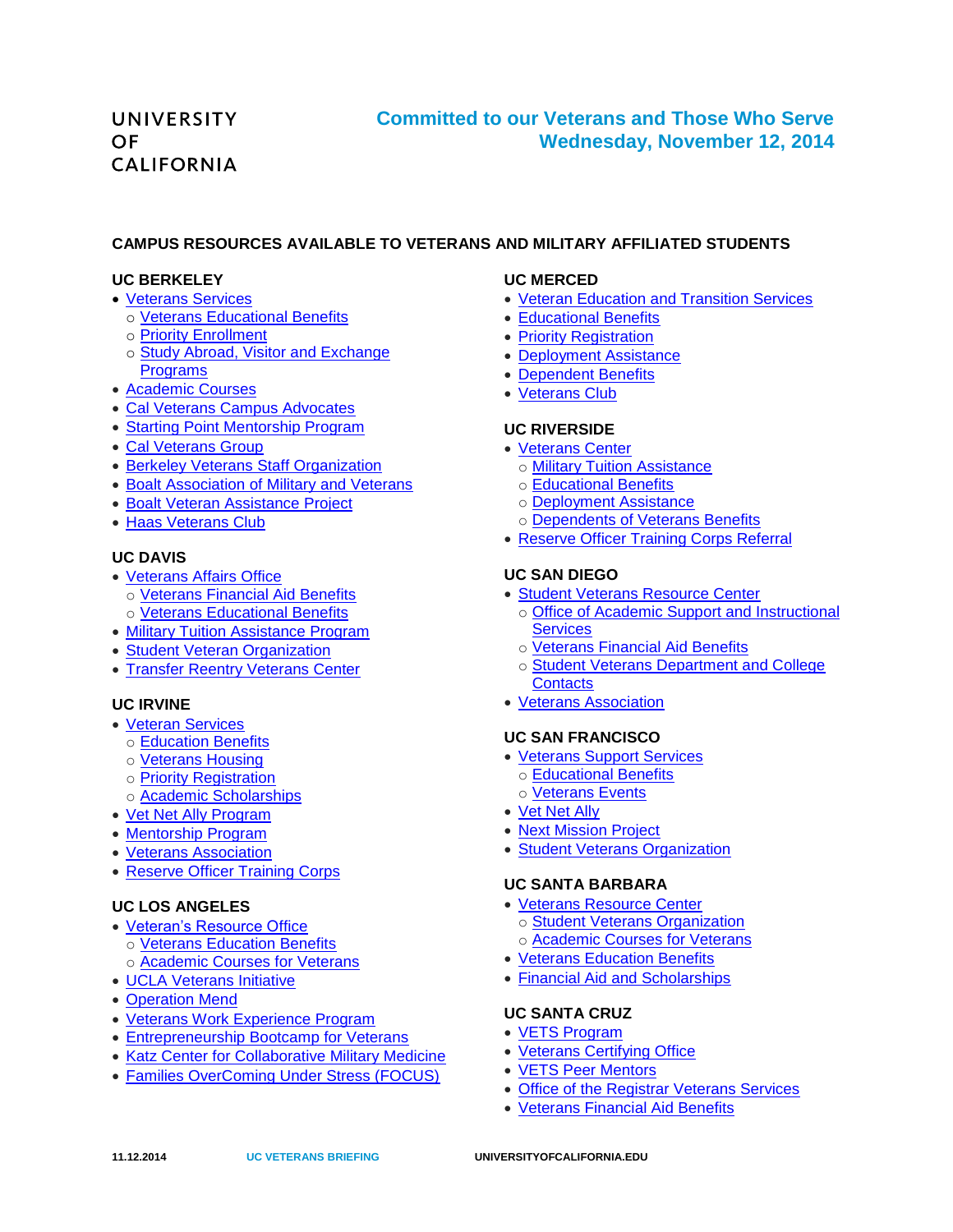UNIVERSITY OF CALIFORNIA

## Committed to our Veterans and Those Who Serve
## Wednesday, November 12, 2014

### CAMPUS RESOURCES AVAILABLE TO VETERANS AND MILITARY AFFILIATED STUDENTS

**UC BERKELEY**

- Veterans Services
  - Veterans Educational Benefits
  - Priority Enrollment
  - Study Abroad, Visitor and Exchange Programs
- Academic Courses
- Cal Veterans Campus Advocates
- Starting Point Mentorship Program
- Cal Veterans Group
- Berkeley Veterans Staff Organization
- Boalt Association of Military and Veterans
- Boalt Veteran Assistance Project
- Haas Veterans Club

**UC DAVIS**

- Veterans Affairs Office
  - Veterans Financial Aid Benefits
  - Veterans Educational Benefits
- Military Tuition Assistance Program
- Student Veteran Organization
- Transfer Reentry Veterans Center

**UC IRVINE**

- Veteran Services
  - Education Benefits
  - Veterans Housing
  - Priority Registration
  - Academic Scholarships
- Vet Net Ally Program
- Mentorship Program
- Veterans Association
- Reserve Officer Training Corps

**UC LOS ANGELES**

- Veteran's Resource Office
  - Veterans Education Benefits
  - Academic Courses for Veterans
- UCLA Veterans Initiative
- Operation Mend
- Veterans Work Experience Program
- Entrepreneurship Bootcamp for Veterans
- Katz Center for Collaborative Military Medicine
- Families OverComing Under Stress (FOCUS)

**UC MERCED**

- Veteran Education and Transition Services
- Educational Benefits
- Priority Registration
- Deployment Assistance
- Dependent Benefits
- Veterans Club

**UC RIVERSIDE**

- Veterans Center
  - Military Tuition Assistance
  - Educational Benefits
  - Deployment Assistance
  - Dependents of Veterans Benefits
- Reserve Officer Training Corps Referral

**UC SAN DIEGO**

- Student Veterans Resource Center
  - Office of Academic Support and Instructional Services
  - Veterans Financial Aid Benefits
  - Student Veterans Department and College Contacts
- Veterans Association

**UC SAN FRANCISCO**

- Veterans Support Services
  - Educational Benefits
  - Veterans Events
- Vet Net Ally
- Next Mission Project
- Student Veterans Organization

**UC SANTA BARBARA**

- Veterans Resource Center
  - Student Veterans Organization
  - Academic Courses for Veterans
- Veterans Education Benefits
- Financial Aid and Scholarships

**UC SANTA CRUZ**

- VETS Program
- Veterans Certifying Office
- VETS Peer Mentors
- Office of the Registrar Veterans Services
- Veterans Financial Aid Benefits